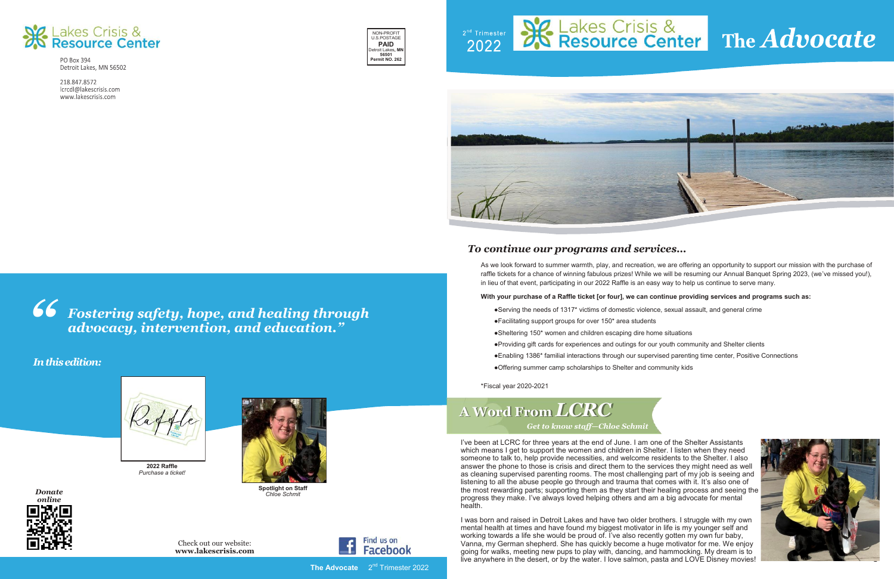Lakes Crisis & Resource Center

PO Box 394
Detroit Lakes, MN 56502

218.847.8572
lcrcdl@lakescrisis.com
www.lakescrisis.com

NON-PROFIT
U.S.POSTAGE
**PAID**
Detroit Lakes, **MN**
**56501**
**Permit NO. 262**

## *"Fostering safety, hope, and healing through advocacy, intervention, and education."*

### *In this edition:*

**2022 Raffle**
*Purchase a ticket!*

**Spotlight on Staff**
*Chloe Schmit*

***Donate online***

Check out our website:
**www.lakescrisis.com**

Find us on Facebook

2nd Trimester 2022

Lakes Crisis & Resource Center

# The *Advocate*

### *To continue our programs and services...*

As we look forward to summer warmth, play, and recreation, we are offering an opportunity to support our mission with the purchase of raffle tickets for a chance of winning fabulous prizes! While we will be resuming our Annual Banquet Spring 2023, (we've missed you!), in lieu of that event, participating in our 2022 Raffle is an easy way to help us continue to serve many.

**With your purchase of a Raffle ticket [or four], we can continue providing services and programs such as:**

- Serving the needs of 1317* victims of domestic violence, sexual assault, and general crime
- Facilitating support groups for over 150* area students
- Sheltering 150* women and children escaping dire home situations
- Providing gift cards for experiences and outings for our youth community and Shelter clients
- Enabling 1386* familial interactions through our supervised parenting time center, Positive Connections
- Offering summer camp scholarships to Shelter and community kids

*Fiscal year 2020-2021

## A Word From *LCRC*

***Get to know staff—Chloe Schmit***

I've been at LCRC for three years at the end of June. I am one of the Shelter Assistants which means I get to support the women and children in Shelter. I listen when they need someone to talk to, help provide necessities, and welcome residents to the Shelter. I also answer the phone to those is crisis and direct them to the services they might need as well as cleaning supervised parenting rooms. The most challenging part of my job is seeing and listening to all the abuse people go through and trauma that comes with it. It's also one of the most rewarding parts; supporting them as they start their healing process and seeing the progress they make. I've always loved helping others and am a big advocate for mental health.

I was born and raised in Detroit Lakes and have two older brothers. I struggle with my own mental health at times and have found my biggest motivator in life is my younger self and working towards a life she would be proud of. I've also recently gotten my own fur baby, Vanna, my German shepherd. She has quickly become a huge motivator for me. We enjoy going for walks, meeting new pups to play with, dancing, and hammocking. My dream is to live anywhere in the desert, or by the water. I love salmon, pasta and LOVE Disney movies!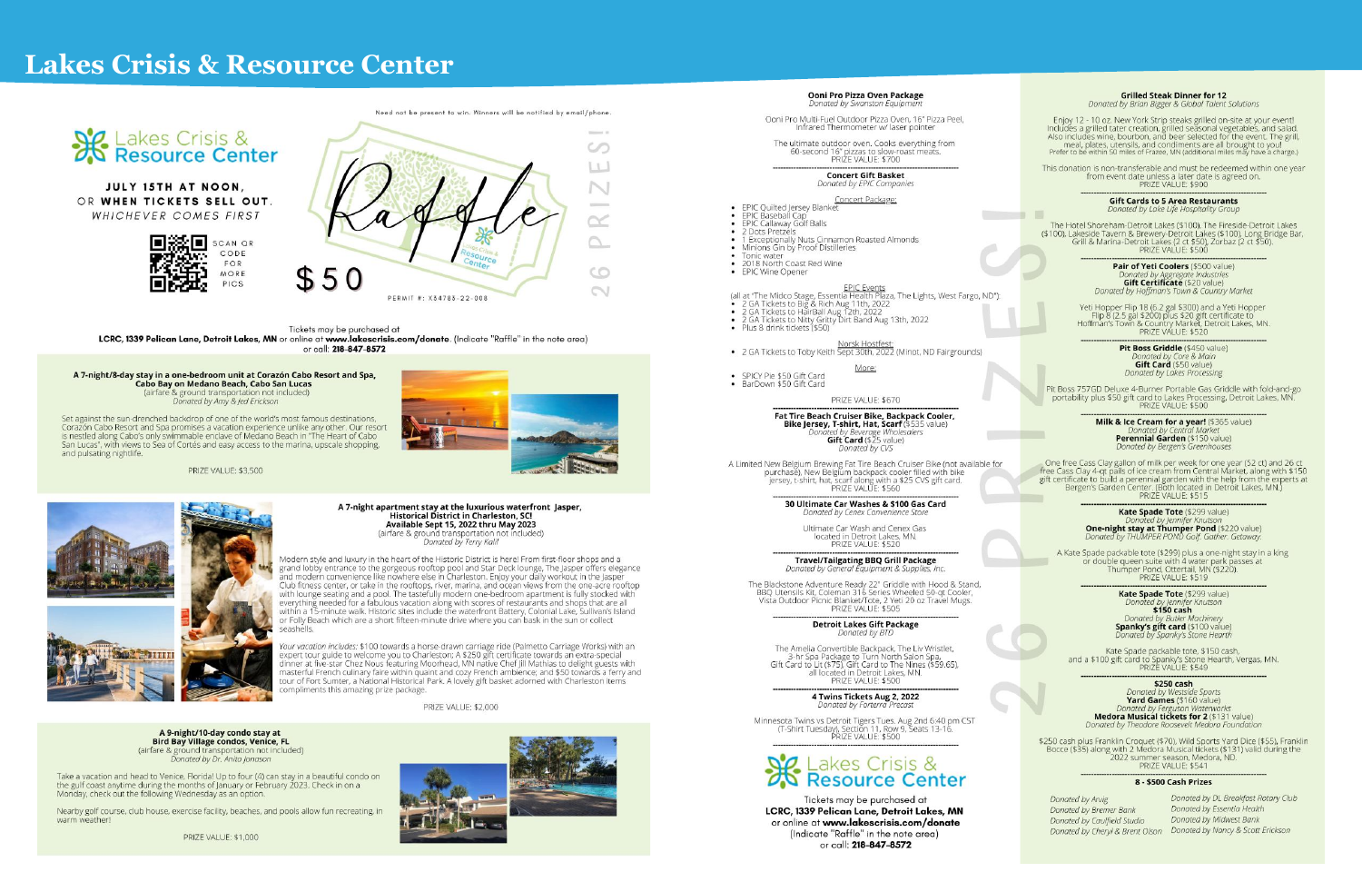# Lakes Crisis & Resource Center

Need not be present to win. Winners will be notified by email/phone.

Lakes Crisis & Resource Center

**JULY 15TH AT NOON, OR WHEN TICKETS SELL OUT, WHICHEVER COMES FIRST**

SCAN QR CODE FOR MORE PICS

Raffle

$50

PERMIT #: X84783-22-008

26 PRIZES!

Tickets may be purchased at
**LCRC, 1339 Pelican Lane, Detroit Lakes, MN** or online at **www.lakescrisis.com/donate**. (Indicate "Raffle" in the note area)
or call: **218-847-8572**

---

**A 7-night/8-day stay in a one-bedroom unit at Corazón Cabo Resort and Spa, Cabo Bay on Medano Beach, Cabo San Lucas**
(airfare & ground transportation not included)
*Donated by Amy & Jed Erickson*

Set against the sun-drenched backdrop of one of the world's most famous destinations, Corazón Cabo Resort and Spa promises a vacation experience unlike any other. Our resort is nestled along Cabo's only swimmable enclave of Medano Beach in "The Heart of Cabo San Lucas", with views to Sea of Cortés and easy access to the marina, upscale shopping, and pulsating nightlife.

PRIZE VALUE: $3,500

---

**A 7-night apartment stay at the luxurious waterfront Jasper, Historical District in Charleston, SC! Available Sept 15, 2022 thru May 2023**
(airfare & ground transportation not included)
*Donated by Terry Kalil*

Modern style and luxury in the heart of the Historic District is here! From first-floor shops and a grand lobby entrance to the gorgeous rooftop pool and Star Deck lounge, The Jasper offers elegance and modern convenience like nowhere else in Charleston. Enjoy your daily workout in the Jasper Club fitness center, or take in the rooftops, river, marina, and ocean views from the one-acre rooftop with lounge seating and a pool. The tastefully modern one-bedroom apartment is fully stocked with everything needed for a fabulous vacation along with scores of restaurants and shops that are all within a 15-minute walk. Historic sites include the waterfront Battery, Colonial Lake, Sullivan's Island or Folly Beach which are a short fifteen-minute drive where you can bask in the sun or collect seashells.

*Your vacation includes:* $100 towards a horse-drawn carriage ride (Palmetto Carriage Works) with an expert tour guide to welcome you to Charleston; A $250 gift certificate towards an extra-special dinner at five-star Chez Nous featuring Moorhead, MN native Chef Jill Mathias to delight guests with masterful French culinary faire within quaint and cozy French ambience; and $50 towards a ferry and tour of Fort Sumter, a National Historical Park. A lovely gift basket adorned with Charleston items compliments this amazing prize package.

PRIZE VALUE: $2,000

---

**A 9-night/10-day condo stay at Bird Bay Village condos, Venice, FL**
(airfare & ground transportation not included)
*Donated by Dr. Anita Jonason*

Take a vacation and head to Venice, Florida! Up to four (4) can stay in a beautiful condo on the gulf coast anytime during the months of January or February 2023. Check in on a Monday, check out the following Wednesday as an option.

Nearby golf course, club house, exercise facility, beaches, and pools allow fun recreating in warm weather!

PRIZE VALUE: $1,000

---

**Ooni Pro Pizza Oven Package**
*Donated by Swanston Equipment*

Ooni Pro Multi-Fuel Outdoor Pizza Oven, 16" Pizza Peel, Infrared Thermometer w/ laser pointer

The ultimate outdoor oven. Cooks everything from 60-second 16" pizzas to slow-roast meats.
PRIZE VALUE: $700

---

**Concert Gift Basket**
*Donated by EPIC Companies*

Concert Package:

- EPIC Quilted Jersey Blanket
- EPIC Baseball Cap
- EPIC Callaway Golf Balls
- 2 Dots Pretzels
- 1 Exceptionally Nuts Cinnamon Roasted Almonds
- Minions Gin by Proof Distilleries
- Tonic water
- 2018 North Coast Red Wine
- EPIC Wine Opener

EPIC Events
(all at "The Midco Stage, Essentia Health Plaza, The Lights, West Fargo, ND")

- 2 GA Tickets to Big & Rich Aug 11th, 2022
- 2 GA Tickets to HairBall Aug 12th, 2022
- 2 GA Tickets to Nitty Gritty Dirt Band Aug 13th, 2022
- Plus 8 drink tickets ($50)

Norsk Hostfest:

- 2 GA Tickets to Toby Keith Sept 30th, 2022 (Minot, ND Fairgrounds)

More:

- SPICY Pie $50 Gift Card
- BarDown $50 Gift Card

PRIZE VALUE: $670

---

**Fat Tire Beach Cruiser Bike, Backpack Cooler, Bike Jersey, T-shirt, Hat, Scarf** ($535 value)
*Donated by Beverage Wholesalers*
**Gift Card** ($25 value)
*Donated by CVS*

A Limited New Belgium Brewing Fat Tire Beach Cruiser Bike (not available for purchase), New Belgium backpack cooler filled with bike jersey, t-shirt, hat, scarf along with a $25 CVS gift card.
PRIZE VALUE: $560

---

**30 Ultimate Car Washes & $100 Gas Card**
*Donated by Cenex Convenience Store*

Ultimate Car Wash and Cenex Gas located in Detroit Lakes, MN.
PRIZE VALUE: $520

---

**Travel/Tailgating BBQ Grill Package**
*Donated by General Equipment & Supplies, Inc.*

The Blackstone Adventure Ready 22" Griddle with Hood & Stand, BBQ Utensils Kit, Coleman 316 Series Wheeled 50-qt Cooler, Vista Outdoor Picnic Blanket/Tote, 2 Yeti 20 oz Travel Mugs.
PRIZE VALUE: $505

---

**Detroit Lakes Gift Package**
*Donated by BTD*

The Amelia Convertible Backpack, The Liv Wristlet, 3-hr Spa Package to Turn North Salon Spa, Gift Card to Lit ($75), Gift Card to The Nines ($59.65), all located in Detroit Lakes, MN.
PRIZE VALUE: $500

---

**4 Twins Tickets Aug 2, 2022**
*Donated by Forterra Precast*

Minnesota Twins vs Detroit Tigers Tues. Aug 2nd 6:40 pm CST (T-Shirt Tuesday), Section 11, Row 9, Seats 13-16.
PRIZE VALUE: $500

---

Lakes Crisis & Resource Center

Tickets may be purchased at
**LCRC, 1339 Pelican Lane, Detroit Lakes, MN**
or online at **www.lakescrisis.com/donate**
(Indicate "Raffle" in the note area)
or call: **218-847-8572**

---

**Grilled Steak Dinner for 12**
*Donated by Brian Bigger & Global Talent Solutions*

Enjoy 12 - 10 oz. New York Strip steaks grilled on-site at your event! Includes a grilled tater creation, grilled seasonal vegetables, and salad. Also includes wine, bourbon, and beer selected for the event. The grill, meal, plates, utensils, and condiments are all brought to you! Prefer to be within 50 miles of Frazee, MN (additional miles may have a charge.)

This donation is non-transferable and must be redeemed within one year from event date unless a later date is agreed on.
PRIZE VALUE: $900

---

**Gift Cards to 5 Area Restaurants**
*Donated by Lake Life Hospitality Group*

The Hotel Shoreham-Detroit Lakes ($100), The Fireside-Detroit Lakes ($100), Lakeside Tavern & Brewery-Detroit Lakes ($100), Long Bridge Bar, Grill & Marina-Detroit Lakes (2 ct $50), Zorbaz (2 ct $50).
PRIZE VALUE: $500

---

**Pair of Yeti Coolers** ($500 value)
*Donated by Aggregate Industries*
**Gift Certificate** ($20 value)
*Donated by Hoffman's Town & Country Market*

Yeti Hopper Flip 18 (6.2 gal $300) and a Yeti Hopper Flip 8 (2.5 gal $200) plus $20 gift certificate to Hoffman's Town & Country Market, Detroit Lakes, MN.
PRIZE VALUE: $520

---

**Pit Boss Griddle** ($450 value)
*Donated by Core & Main*
**Gift Card** ($50 value)
*Donated by Lakes Processing*

Pit Boss 757GD Deluxe 4-Burner Portable Gas Griddle with fold-and-go portability plus $50 gift card to Lakes Processing, Detroit Lakes, MN.
PRIZE VALUE: $500

---

**Milk & Ice Cream for a year!** ($365 value)
*Donated by Central Market*
**Perennial Garden** ($150 value)
*Donated by Bergen's Greenhouses*

One free Cass Clay gallon of milk per week for one year (52 ct) and 26 ct free Cass Clay 4-qt pails of ice cream from Central Market, along with $150 gift certificate to build a perennial garden with the help from the experts at Bergen's Garden Center. (Both located in Detroit Lakes, MN.)
PRIZE VALUE: $515

---

**Kate Spade Tote** ($299 value)
*Donated by Jennifer Knutson*
**One-night stay at Thumper Pond** ($220 value)
*Donated by THUMPER POND Golf. Gather. Getaway.*

A Kate Spade packable tote ($299) plus a one-night stay in a king or double queen suite with 4 water park passes at Thumper Pond, Ottertail, MN ($220).
PRIZE VALUE: $519

---

**Kate Spade Tote** ($299 value)
*Donated by Jennifer Knutson*
**$150 cash**
*Donated by Butler Machinery*
**Spanky's gift card** ($100 value)
*Donated by Spanky's Stone Hearth*

Kate Spade packable tote, $150 cash, and a $100 gift card to Spanky's Stone Hearth, Vergas, MN.
PRIZE VALUE: $549

---

**$250 cash**
*Donated by Westside Sports*
**Yard Games** ($160 value)
*Donated by Ferguson Waterworks*
**Medora Musical tickets for 2** ($131 value)
*Donated by Theodore Roosevelt Medora Foundation*

$250 cash plus Franklin Croquet ($70), Wild Sports Yard Dice ($55), Franklin Bocce ($35) along with 2 Medora Musical tickets ($131) valid during the 2022 summer season, Medora, ND.
PRIZE VALUE: $541

---

**8 - $500 Cash Prizes**

| | |
|---|---|
| *Donated by Arvig* | *Donated by DL Breakfast Rotary Club* |
| *Donated by Bremer Bank* | *Donated by Essentia Health* |
| *Donated by Caulfield Studio* | *Donated by Midwest Bank* |
| *Donated by Cheryl & Brent Olson* | *Donated by Nancy & Scott Erickson* |

26 PRIZES!